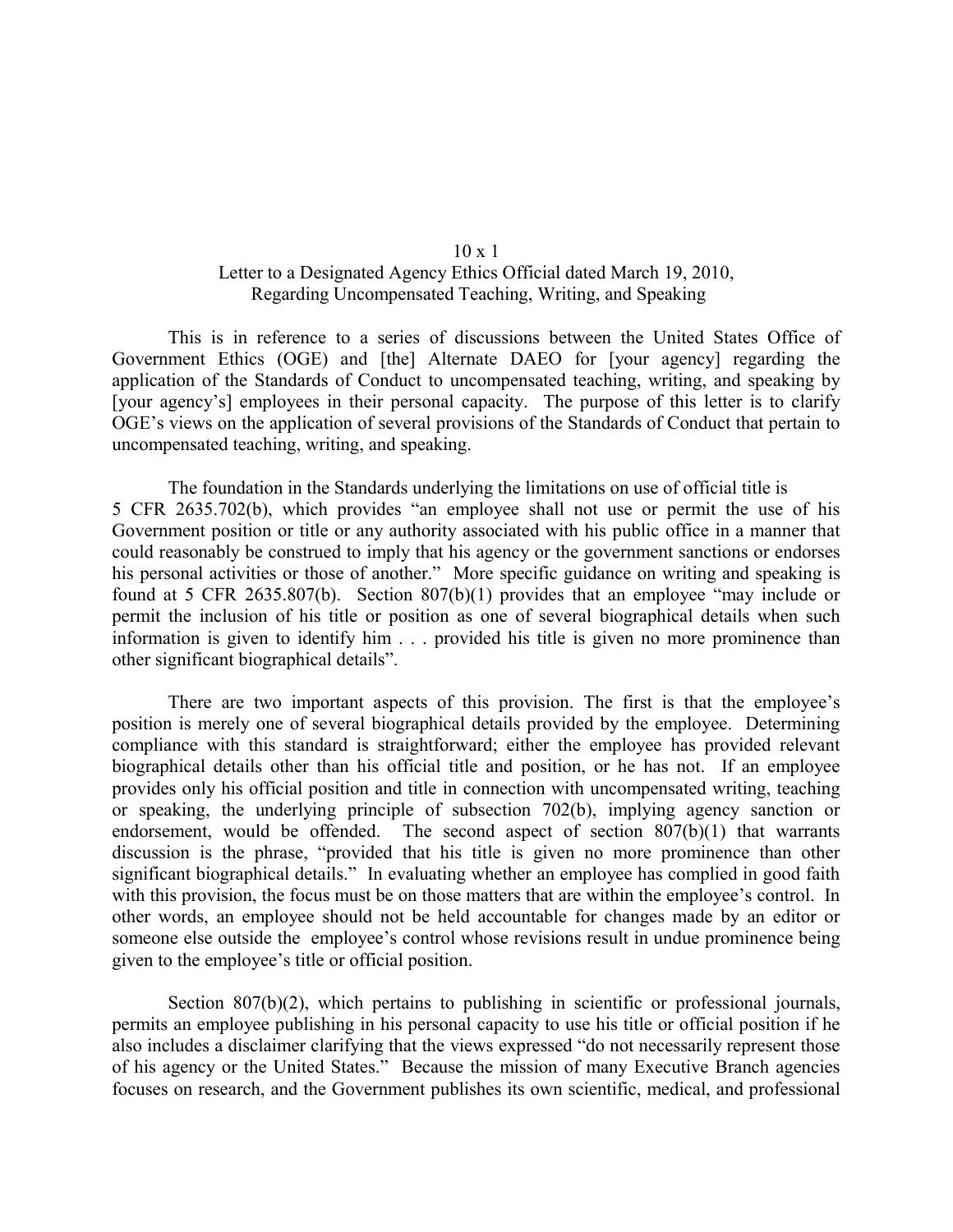10 x 1
Letter to a Designated Agency Ethics Official dated March 19, 2010,
Regarding Uncompensated Teaching, Writing, and Speaking

This is in reference to a series of discussions between the United States Office of Government Ethics (OGE) and [the] Alternate DAEO for [your agency] regarding the application of the Standards of Conduct to uncompensated teaching, writing, and speaking by [your agency's] employees in their personal capacity. The purpose of this letter is to clarify OGE's views on the application of several provisions of the Standards of Conduct that pertain to uncompensated teaching, writing, and speaking.

The foundation in the Standards underlying the limitations on use of official title is 5 CFR 2635.702(b), which provides "an employee shall not use or permit the use of his Government position or title or any authority associated with his public office in a manner that could reasonably be construed to imply that his agency or the government sanctions or endorses his personal activities or those of another." More specific guidance on writing and speaking is found at 5 CFR 2635.807(b). Section 807(b)(1) provides that an employee "may include or permit the inclusion of his title or position as one of several biographical details when such information is given to identify him . . . provided his title is given no more prominence than other significant biographical details".

There are two important aspects of this provision. The first is that the employee's position is merely one of several biographical details provided by the employee. Determining compliance with this standard is straightforward; either the employee has provided relevant biographical details other than his official title and position, or he has not. If an employee provides only his official position and title in connection with uncompensated writing, teaching or speaking, the underlying principle of subsection 702(b), implying agency sanction or endorsement, would be offended. The second aspect of section 807(b)(1) that warrants discussion is the phrase, "provided that his title is given no more prominence than other significant biographical details." In evaluating whether an employee has complied in good faith with this provision, the focus must be on those matters that are within the employee's control. In other words, an employee should not be held accountable for changes made by an editor or someone else outside the employee's control whose revisions result in undue prominence being given to the employee's title or official position.

Section 807(b)(2), which pertains to publishing in scientific or professional journals, permits an employee publishing in his personal capacity to use his title or official position if he also includes a disclaimer clarifying that the views expressed "do not necessarily represent those of his agency or the United States." Because the mission of many Executive Branch agencies focuses on research, and the Government publishes its own scientific, medical, and professional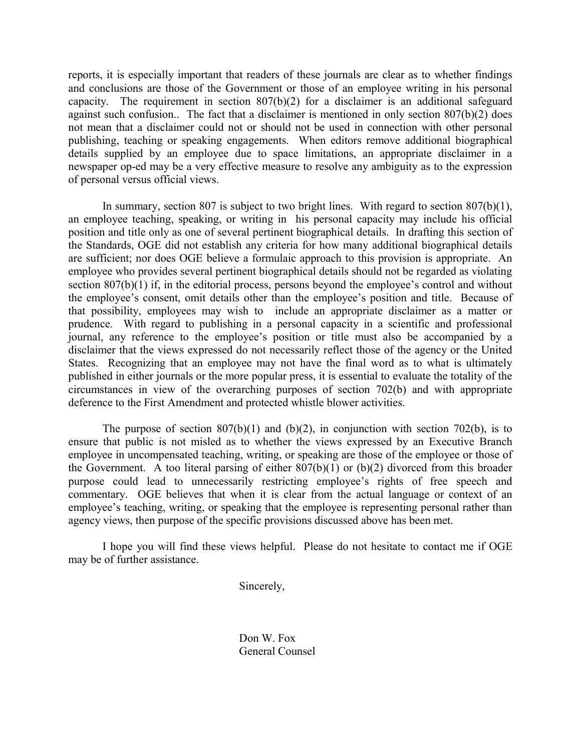reports, it is especially important that readers of these journals are clear as to whether findings and conclusions are those of the Government or those of an employee writing in his personal capacity. The requirement in section 807(b)(2) for a disclaimer is an additional safeguard against such confusion.. The fact that a disclaimer is mentioned in only section 807(b)(2) does not mean that a disclaimer could not or should not be used in connection with other personal publishing, teaching or speaking engagements. When editors remove additional biographical details supplied by an employee due to space limitations, an appropriate disclaimer in a newspaper op-ed may be a very effective measure to resolve any ambiguity as to the expression of personal versus official views.

In summary, section 807 is subject to two bright lines. With regard to section 807(b)(1), an employee teaching, speaking, or writing in his personal capacity may include his official position and title only as one of several pertinent biographical details. In drafting this section of the Standards, OGE did not establish any criteria for how many additional biographical details are sufficient; nor does OGE believe a formulaic approach to this provision is appropriate. An employee who provides several pertinent biographical details should not be regarded as violating section 807(b)(1) if, in the editorial process, persons beyond the employee's control and without the employee's consent, omit details other than the employee's position and title. Because of that possibility, employees may wish to include an appropriate disclaimer as a matter or prudence. With regard to publishing in a personal capacity in a scientific and professional journal, any reference to the employee's position or title must also be accompanied by a disclaimer that the views expressed do not necessarily reflect those of the agency or the United States. Recognizing that an employee may not have the final word as to what is ultimately published in either journals or the more popular press, it is essential to evaluate the totality of the circumstances in view of the overarching purposes of section 702(b) and with appropriate deference to the First Amendment and protected whistle blower activities.

The purpose of section 807(b)(1) and (b)(2), in conjunction with section 702(b), is to ensure that public is not misled as to whether the views expressed by an Executive Branch employee in uncompensated teaching, writing, or speaking are those of the employee or those of the Government. A too literal parsing of either 807(b)(1) or (b)(2) divorced from this broader purpose could lead to unnecessarily restricting employee's rights of free speech and commentary. OGE believes that when it is clear from the actual language or context of an employee's teaching, writing, or speaking that the employee is representing personal rather than agency views, then purpose of the specific provisions discussed above has been met.

I hope you will find these views helpful. Please do not hesitate to contact me if OGE may be of further assistance.

Sincerely,

Don W. Fox
General Counsel